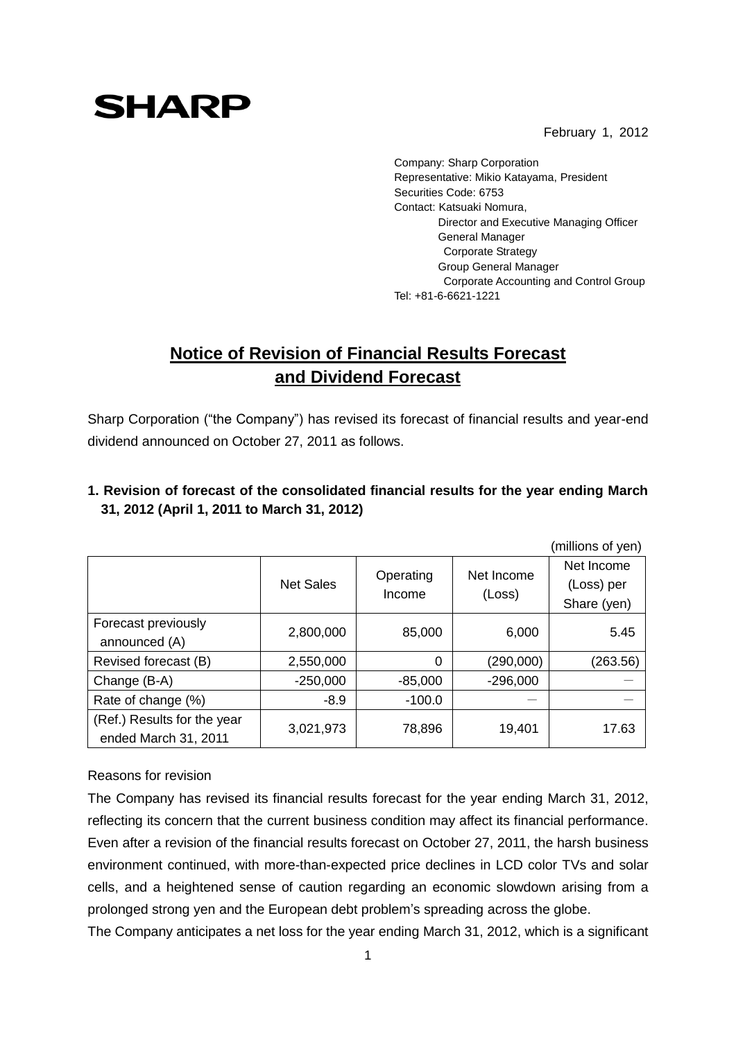SHARP

February 1, 2012

Company: Sharp Corporation
Representative: Mikio Katayama, President
Securities Code: 6753
Contact: Katsuaki Nomura,
Director and Executive Managing Officer
General Manager
Corporate Strategy
Group General Manager
Corporate Accounting and Control Group
Tel: +81-6-6621-1221

# Notice of Revision of Financial Results Forecast and Dividend Forecast

Sharp Corporation ("the Company") has revised its forecast of financial results and year-end dividend announced on October 27, 2011 as follows.

## 1. Revision of forecast of the consolidated financial results for the year ending March 31, 2012 (April 1, 2011 to March 31, 2012)

(millions of yen)

| | Net Sales | Operating Income | Net Income (Loss) | Net Income (Loss) per Share (yen) |
|---|---|---|---|---|
| Forecast previously announced (A) | 2,800,000 | 85,000 | 6,000 | 5.45 |
| Revised forecast (B) | 2,550,000 | 0 | (290,000) | (263.56) |
| Change (B-A) | -250,000 | -85,000 | -296,000 | － |
| Rate of change (%) | -8.9 | -100.0 | － | － |
| (Ref.) Results for the year ended March 31, 2011 | 3,021,973 | 78,896 | 19,401 | 17.63 |

Reasons for revision

The Company has revised its financial results forecast for the year ending March 31, 2012, reflecting its concern that the current business condition may affect its financial performance. Even after a revision of the financial results forecast on October 27, 2011, the harsh business environment continued, with more-than-expected price declines in LCD color TVs and solar cells, and a heightened sense of caution regarding an economic slowdown arising from a prolonged strong yen and the European debt problem's spreading across the globe.

The Company anticipates a net loss for the year ending March 31, 2012, which is a significant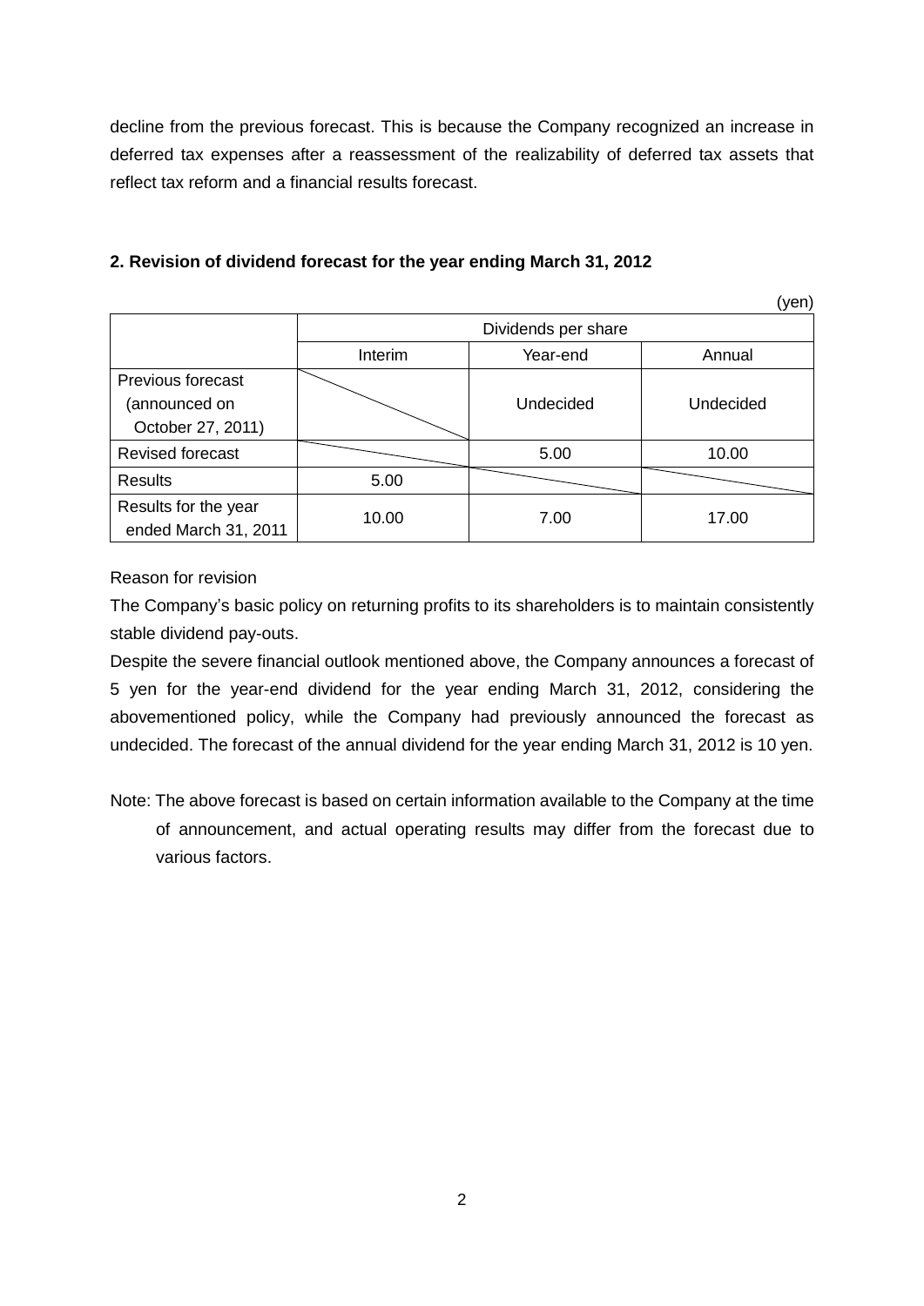decline from the previous forecast. This is because the Company recognized an increase in deferred tax expenses after a reassessment of the realizability of deferred tax assets that reflect tax reform and a financial results forecast.

**2. Revision of dividend forecast for the year ending March 31, 2012**

(yen)

| | Dividends per share | | |
|---|---|---|---|
| | Interim | Year-end | Annual |
| Previous forecast (announced on October 27, 2011) | | Undecided | Undecided |
| Revised forecast | | 5.00 | 10.00 |
| Results | 5.00 | | |
| Results for the year ended March 31, 2011 | 10.00 | 7.00 | 17.00 |

Reason for revision

The Company's basic policy on returning profits to its shareholders is to maintain consistently stable dividend pay-outs.

Despite the severe financial outlook mentioned above, the Company announces a forecast of 5 yen for the year-end dividend for the year ending March 31, 2012, considering the abovementioned policy, while the Company had previously announced the forecast as undecided. The forecast of the annual dividend for the year ending March 31, 2012 is 10 yen.

Note: The above forecast is based on certain information available to the Company at the time of announcement, and actual operating results may differ from the forecast due to various factors.